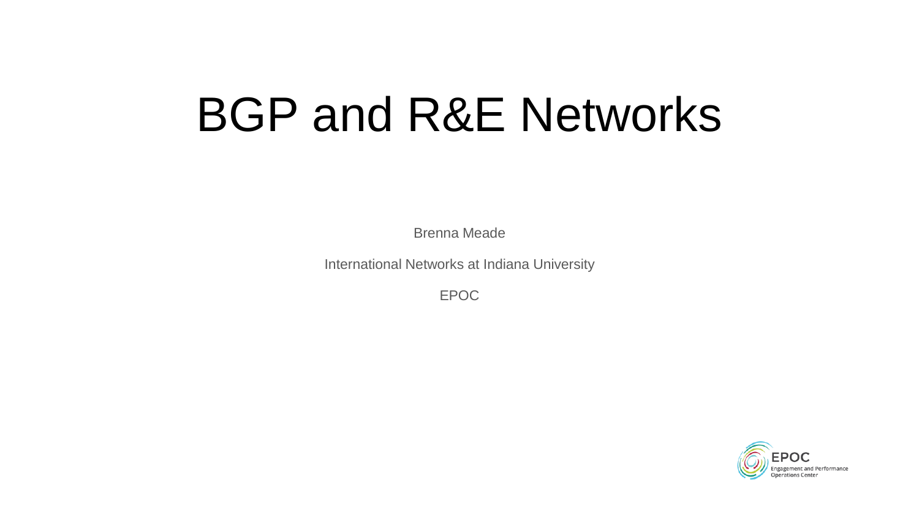# BGP and R&E Networks

Brenna Meade

International Networks at Indiana University

EPOC

EPOC
Engagement and Performance
Operations Center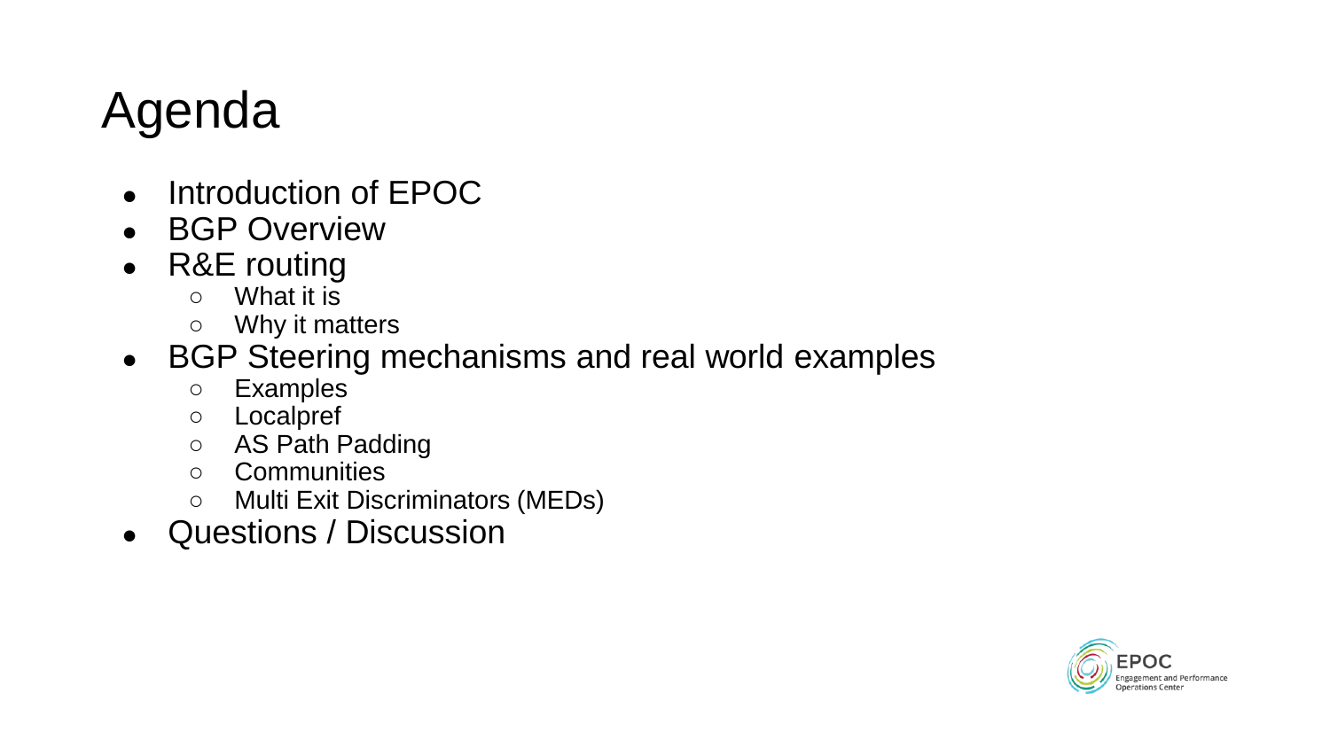# Agenda

- Introduction of EPOC
- BGP Overview
- R&E routing
  - What it is
  - Why it matters
- BGP Steering mechanisms and real world examples
  - Examples
  - Localpref
  - AS Path Padding
  - Communities
  - Multi Exit Discriminators (MEDs)
- Questions / Discussion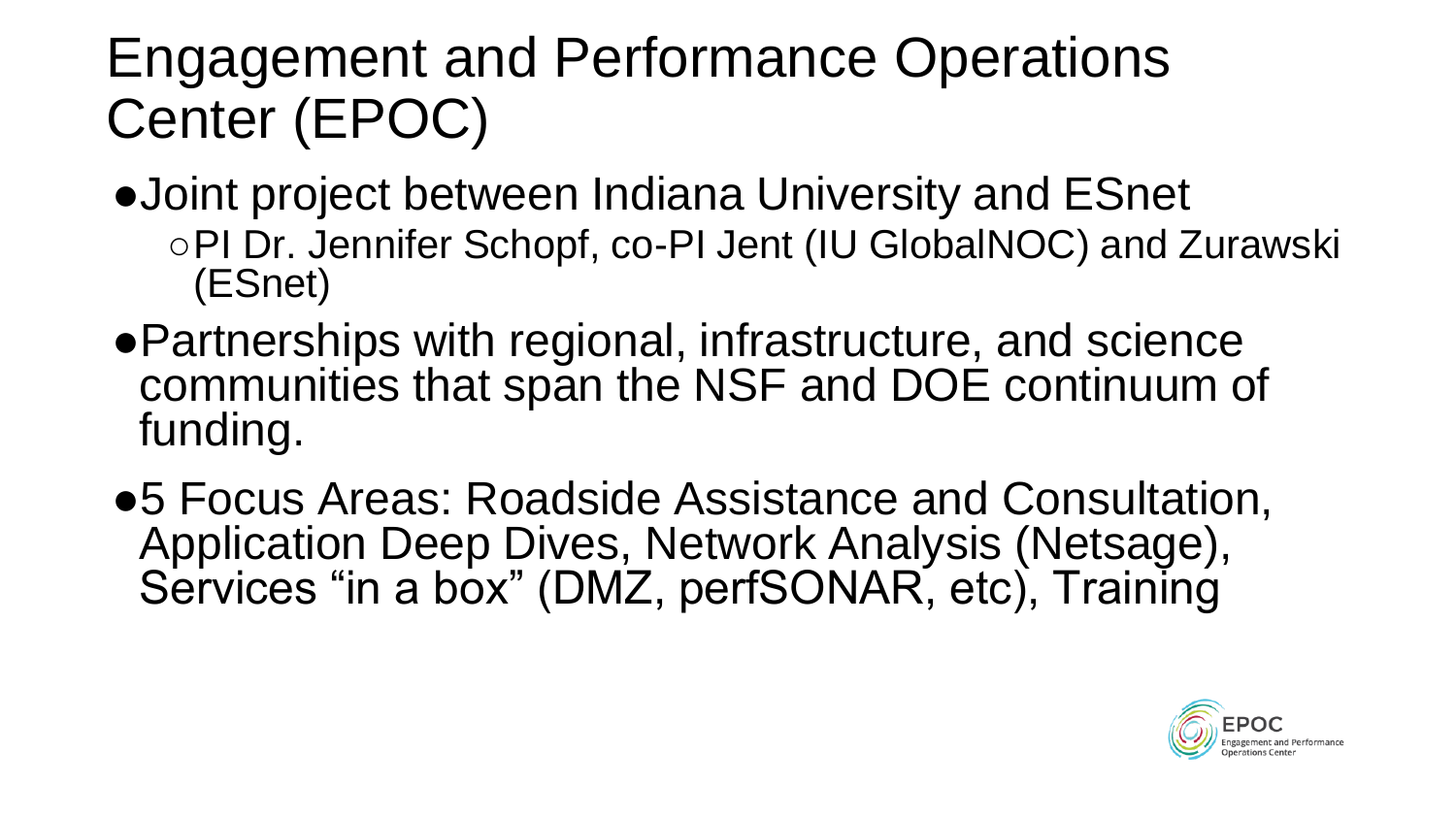# Engagement and Performance Operations Center (EPOC)

- Joint project between Indiana University and ESnet
  - PI Dr. Jennifer Schopf, co-PI Jent (IU GlobalNOC) and Zurawski (ESnet)
- Partnerships with regional, infrastructure, and science communities that span the NSF and DOE continuum of funding.
- 5 Focus Areas: Roadside Assistance and Consultation, Application Deep Dives, Network Analysis (Netsage), Services "in a box" (DMZ, perfSONAR, etc), Training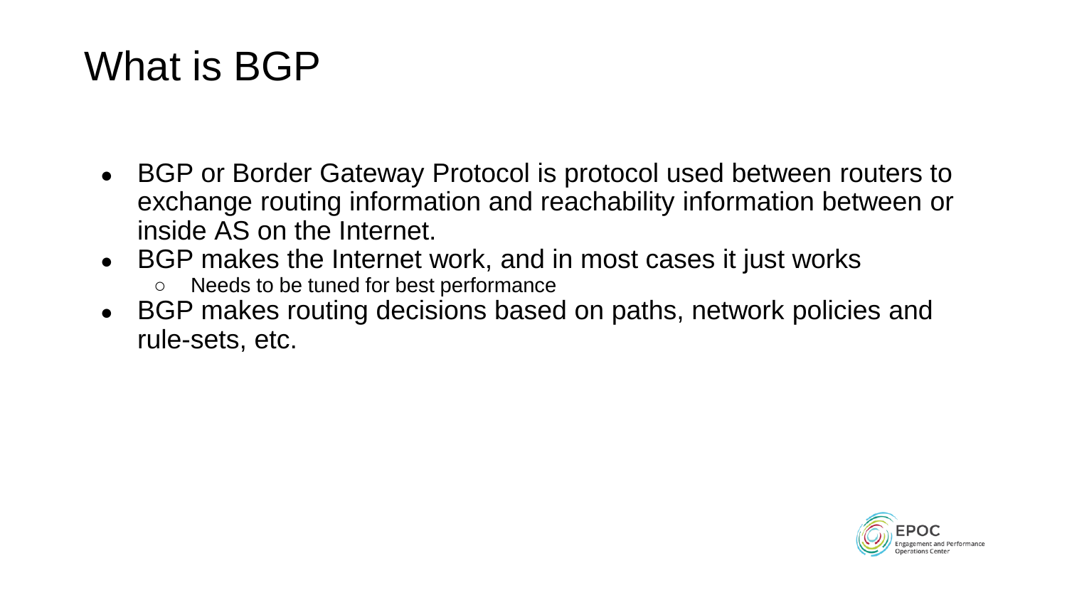# What is BGP

- BGP or Border Gateway Protocol is protocol used between routers to exchange routing information and reachability information between or inside AS on the Internet.
- BGP makes the Internet work, and in most cases it just works
  - Needs to be tuned for best performance
- BGP makes routing decisions based on paths, network policies and rule-sets, etc.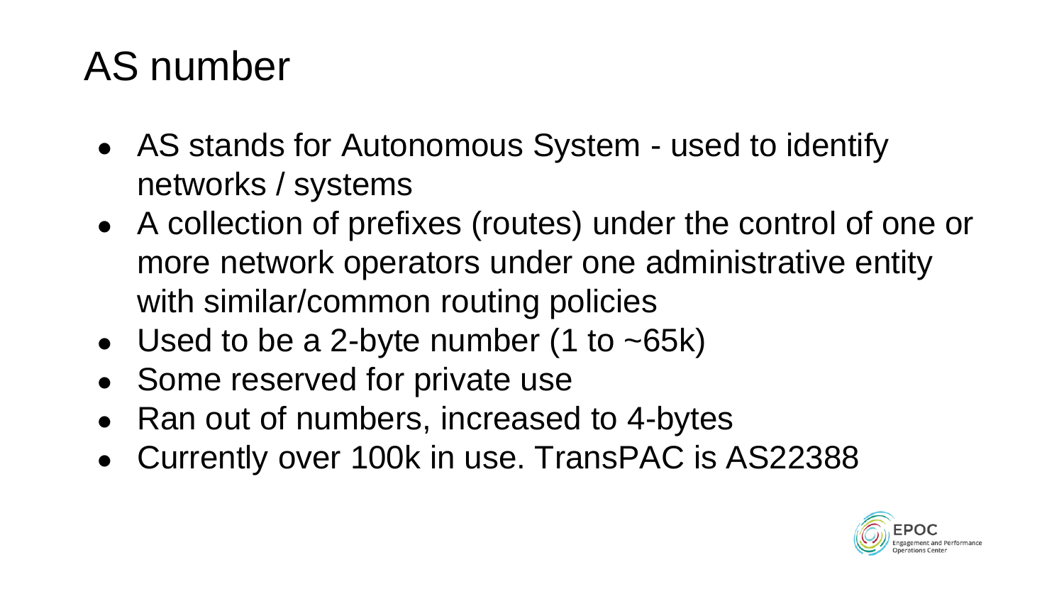# AS number

- AS stands for Autonomous System - used to identify networks / systems
- A collection of prefixes (routes) under the control of one or more network operators under one administrative entity with similar/common routing policies
- Used to be a 2-byte number (1 to ~65k)
- Some reserved for private use
- Ran out of numbers, increased to 4-bytes
- Currently over 100k in use. TransPAC is AS22388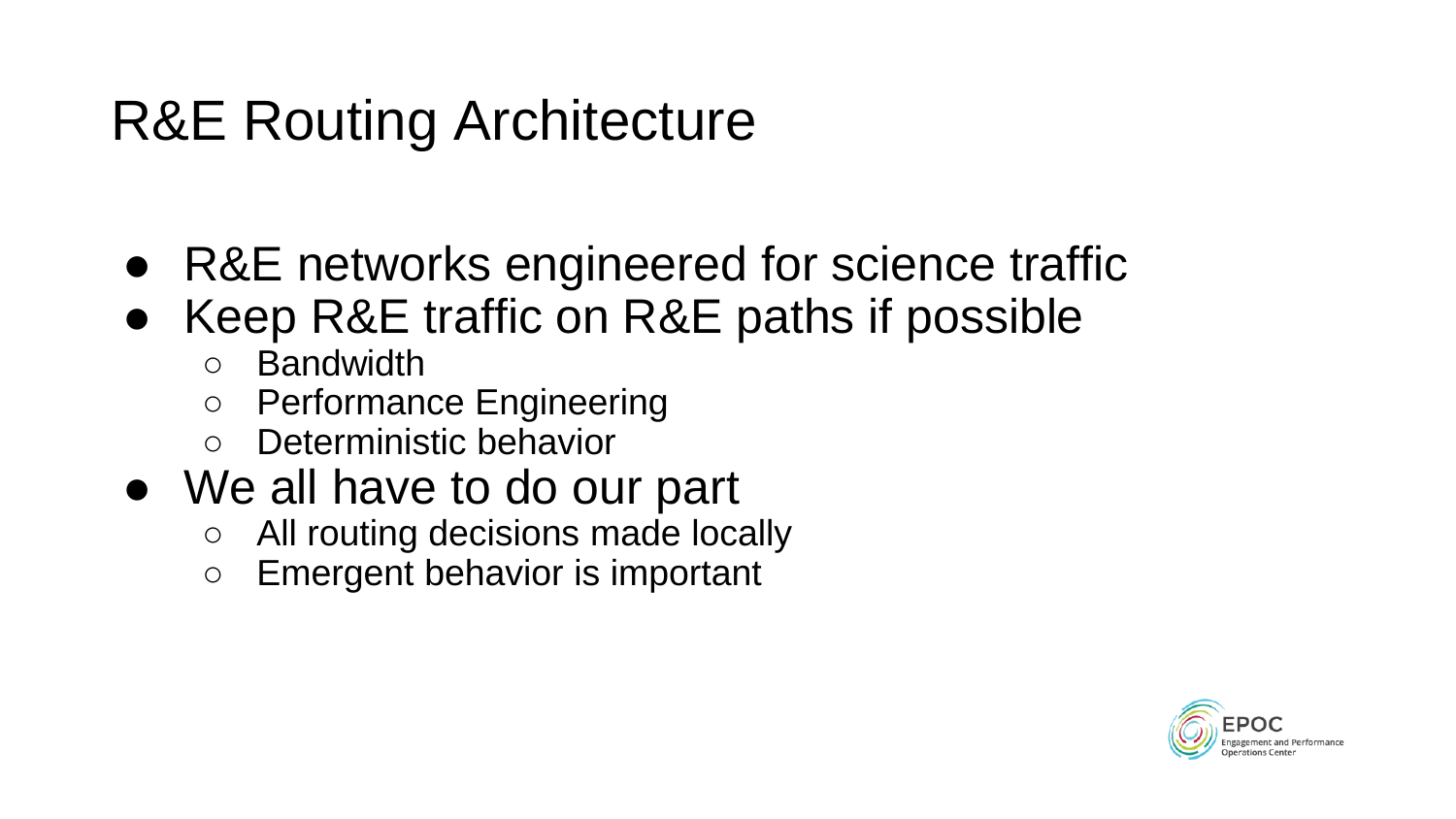# R&E Routing Architecture

- R&E networks engineered for science traffic
- Keep R&E traffic on R&E paths if possible
  - Bandwidth
  - Performance Engineering
  - Deterministic behavior
- We all have to do our part
  - All routing decisions made locally
  - Emergent behavior is important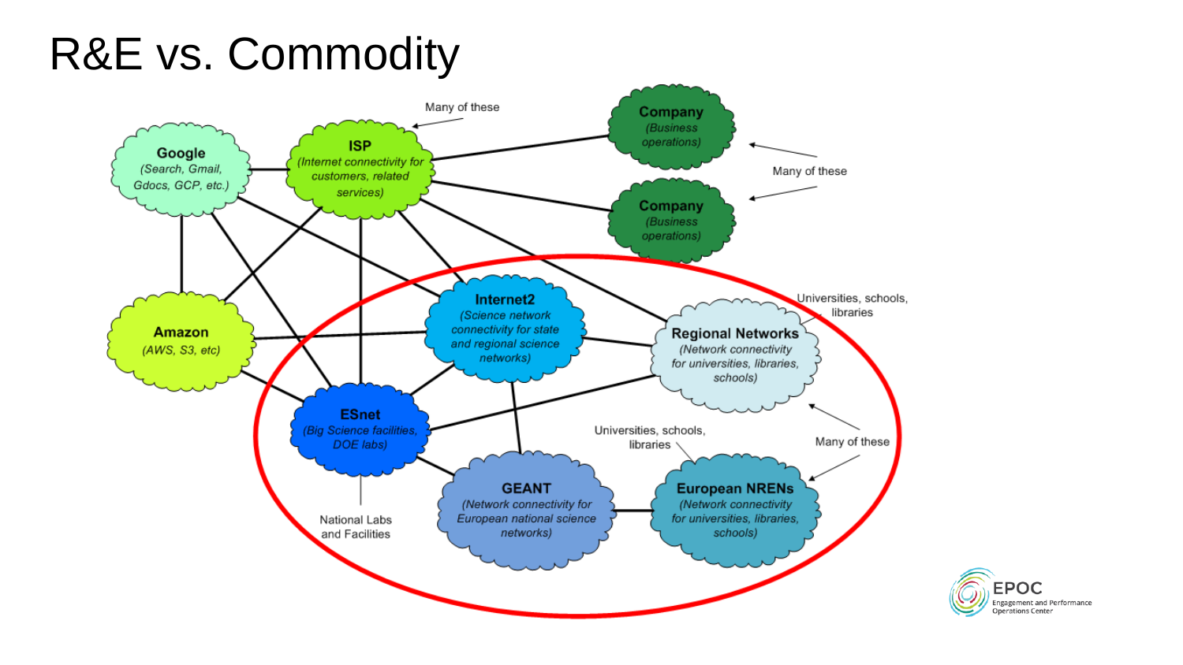# R&E vs. Commodity

Google
(Search, Gmail, Gdocs, GCP, etc.)

ISP
(Internet connectivity for customers, related services)

Many of these

Company
(Business operations)

Company
(Business operations)

Many of these

Amazon
(AWS, S3, etc)

Internet2
(Science network connectivity for state and regional science networks)

Regional Networks
(Network connectivity for universities, libraries, schools)

Universities, schools, libraries

ESnet
(Big Science facilities, DOE labs)

National Labs and Facilities

GEANT
(Network connectivity for European national science networks)

European NRENs
(Network connectivity for universities, libraries, schools)

Universities, schools, libraries

Many of these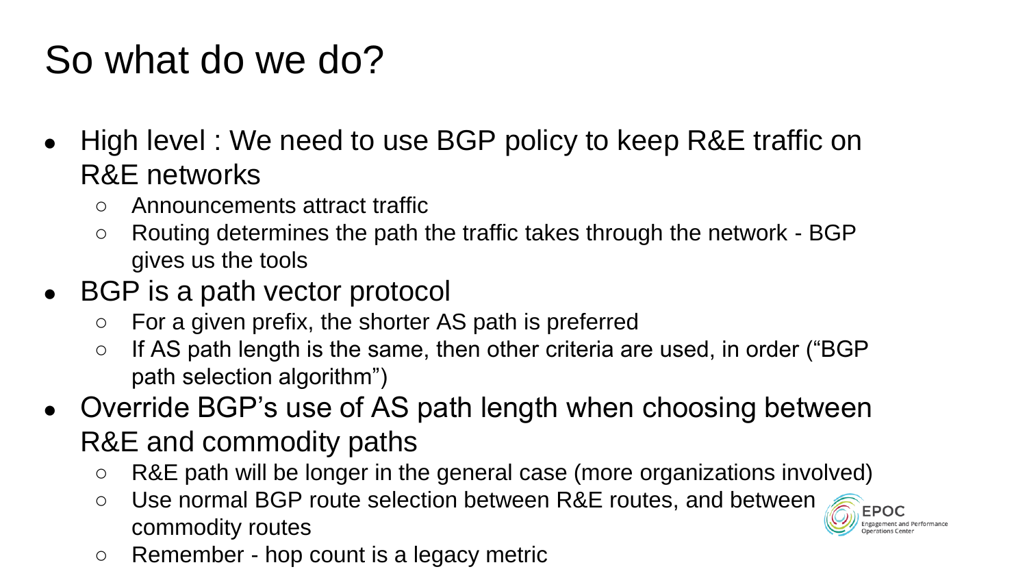# So what do we do?

- High level : We need to use BGP policy to keep R&E traffic on R&E networks
  - Announcements attract traffic
  - Routing determines the path the traffic takes through the network - BGP gives us the tools
- BGP is a path vector protocol
  - For a given prefix, the shorter AS path is preferred
  - If AS path length is the same, then other criteria are used, in order ("BGP path selection algorithm")
- Override BGP's use of AS path length when choosing between R&E and commodity paths
  - R&E path will be longer in the general case (more organizations involved)
  - Use normal BGP route selection between R&E routes, and between commodity routes
  - Remember - hop count is a legacy metric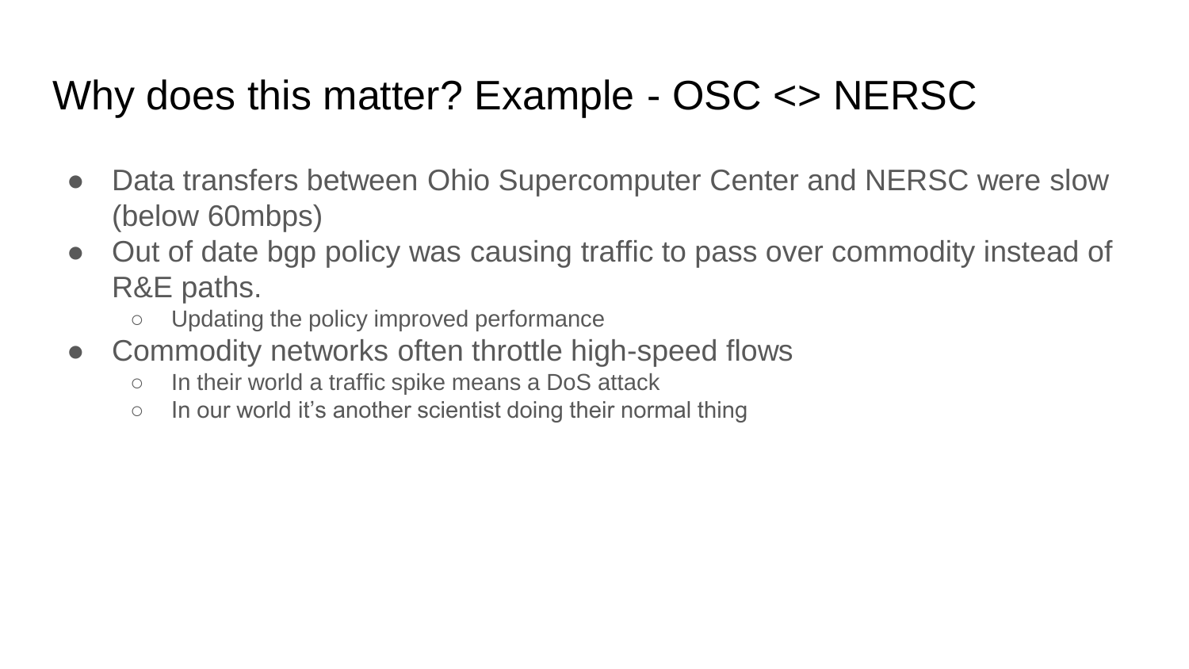# Why does this matter? Example - OSC <> NERSC

- Data transfers between Ohio Supercomputer Center and NERSC were slow (below 60mbps)
- Out of date bgp policy was causing traffic to pass over commodity instead of R&E paths.
  - Updating the policy improved performance
- Commodity networks often throttle high-speed flows
  - In their world a traffic spike means a DoS attack
  - In our world it's another scientist doing their normal thing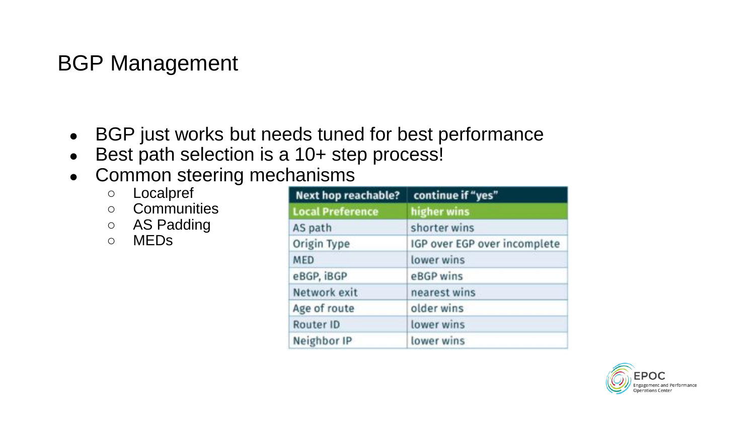# BGP Management

- BGP just works but needs tuned for best performance
- Best path selection is a 10+ step process!
- Common steering mechanisms
  - Localpref
  - Communities
  - AS Padding
  - MEDs

| Next hop reachable? | continue if "yes" |
|---|---|
| Local Preference | higher wins |
| AS path | shorter wins |
| Origin Type | IGP over EGP over incomplete |
| MED | lower wins |
| eBGP, iBGP | eBGP wins |
| Network exit | nearest wins |
| Age of route | older wins |
| Router ID | lower wins |
| Neighbor IP | lower wins |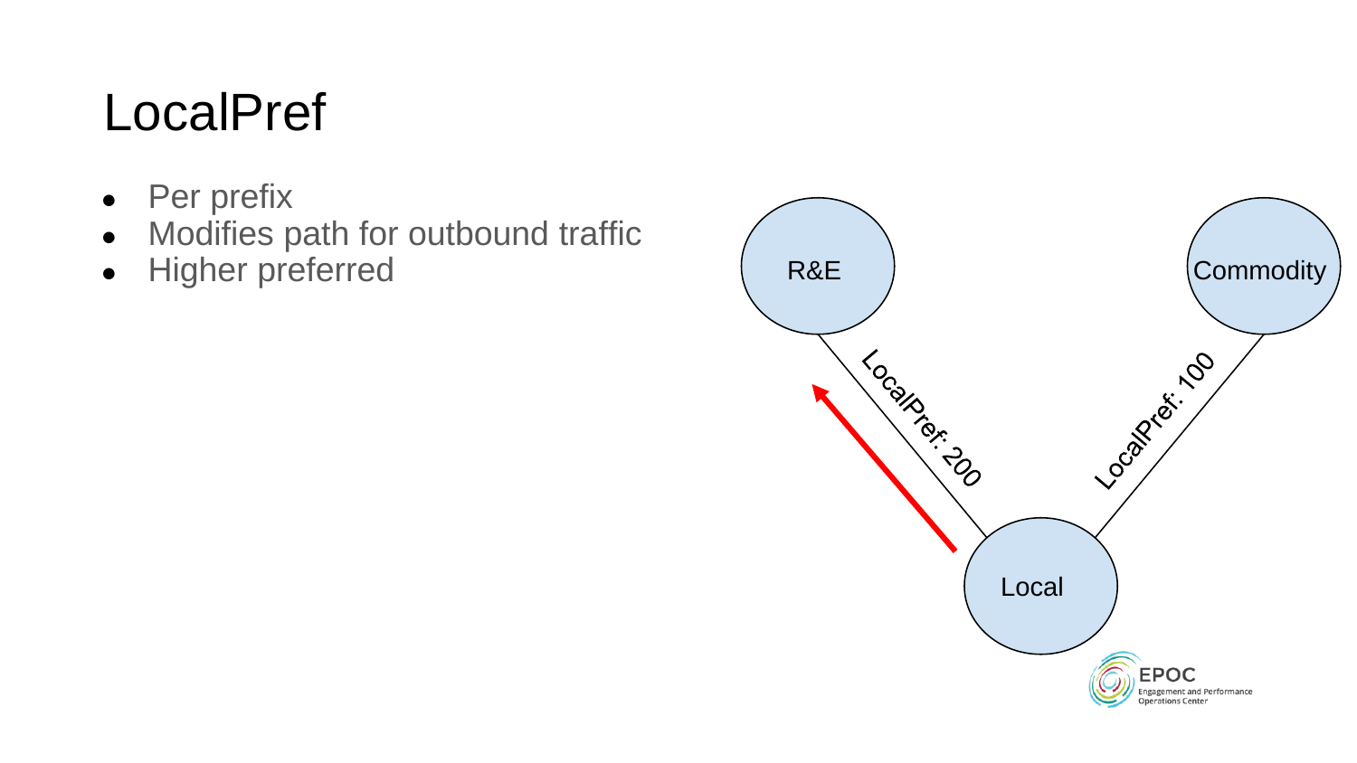# LocalPref

- Per prefix
- Modifies path for outbound traffic
- Higher preferred

R&E

Commodity

LocalPref: 200

LocalPref: 100

Local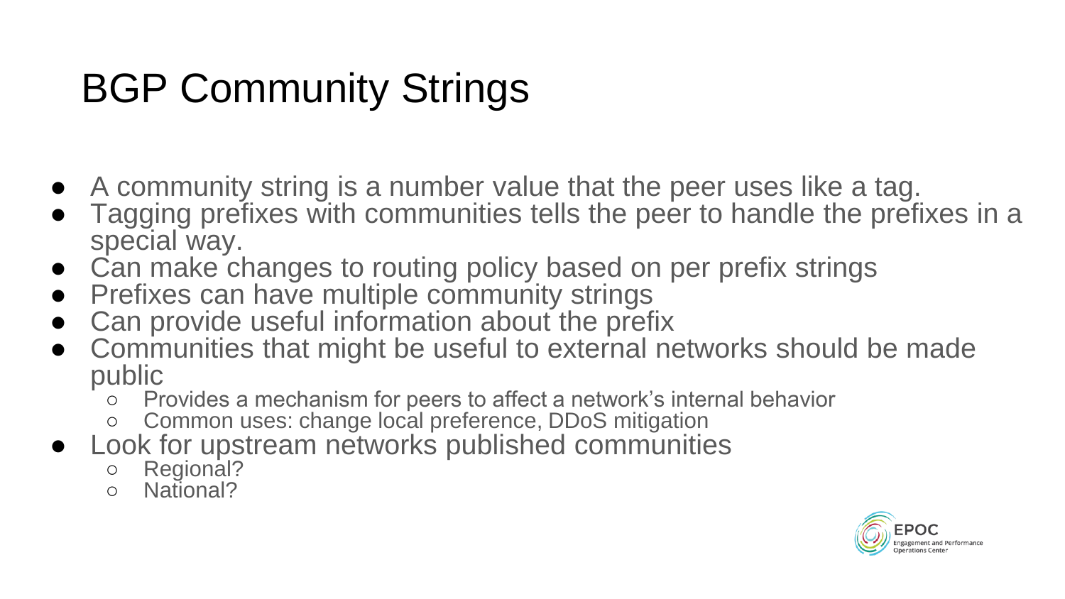# BGP Community Strings

- A community string is a number value that the peer uses like a tag.
- Tagging prefixes with communities tells the peer to handle the prefixes in a special way.
- Can make changes to routing policy based on per prefix strings
- Prefixes can have multiple community strings
- Can provide useful information about the prefix
- Communities that might be useful to external networks should be made public
  - Provides a mechanism for peers to affect a network's internal behavior
  - Common uses: change local preference, DDoS mitigation
- Look for upstream networks published communities
  - Regional?
  - National?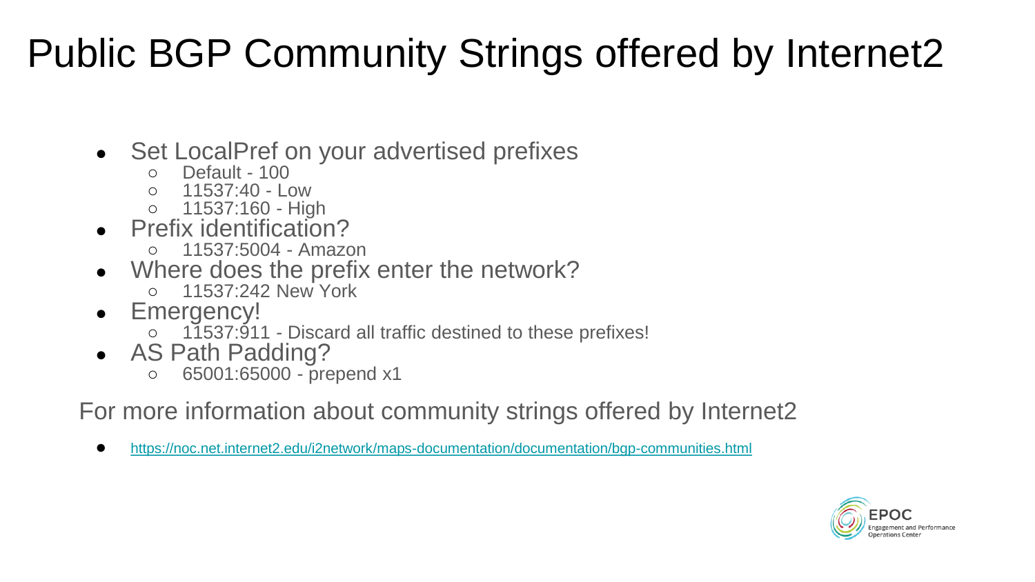# Public BGP Community Strings offered by Internet2

- Set LocalPref on your advertised prefixes
  - Default - 100
  - 11537:40 - Low
  - 11537:160 - High
- Prefix identification?
  - 11537:5004 - Amazon
- Where does the prefix enter the network?
  - 11537:242 New York
- Emergency!
  - 11537:911 - Discard all traffic destined to these prefixes!
- AS Path Padding?
  - 65001:65000 - prepend x1

For more information about community strings offered by Internet2

- https://noc.net.internet2.edu/i2network/maps-documentation/documentation/bgp-communities.html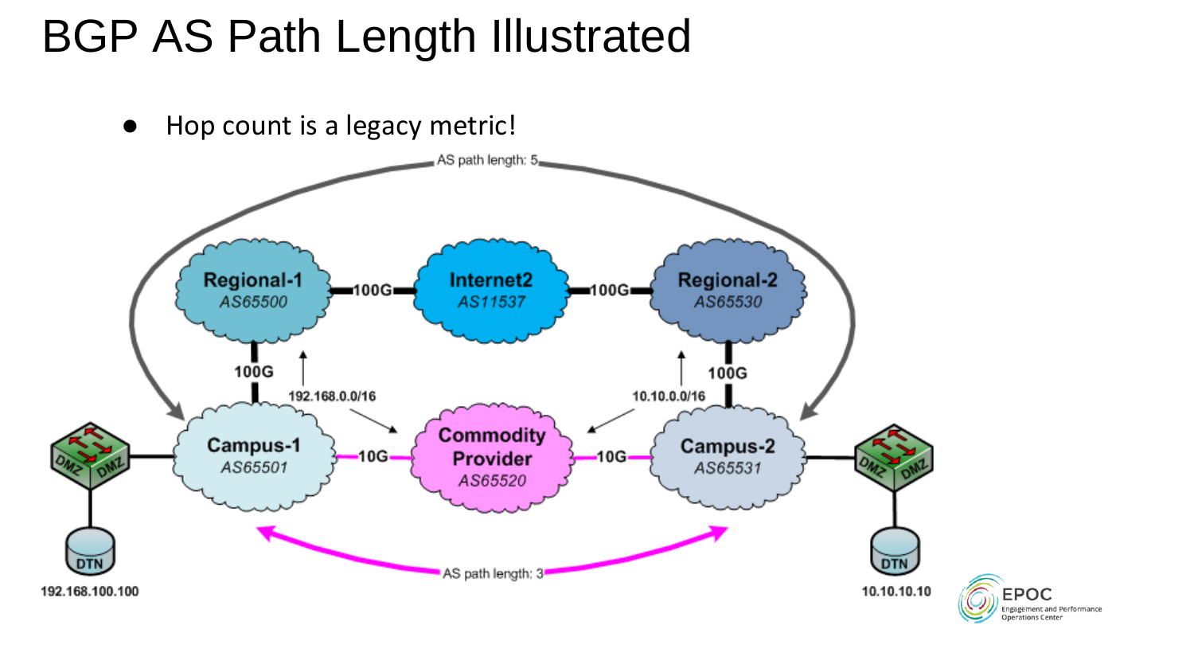# BGP AS Path Length Illustrated

- Hop count is a legacy metric!

AS path length: 5

Regional-1
AS65500

Internet2
AS11537

Regional-2
AS65530

100G

100G

100G

100G

192.168.0.0/16

10.10.0.0/16

Campus-1
AS65501

Commodity Provider
AS65520

Campus-2
AS65531

10G

10G

DMZ DMZ

DTN

192.168.100.100

DMZ DMZ

DTN

10.10.10.10

AS path length: 3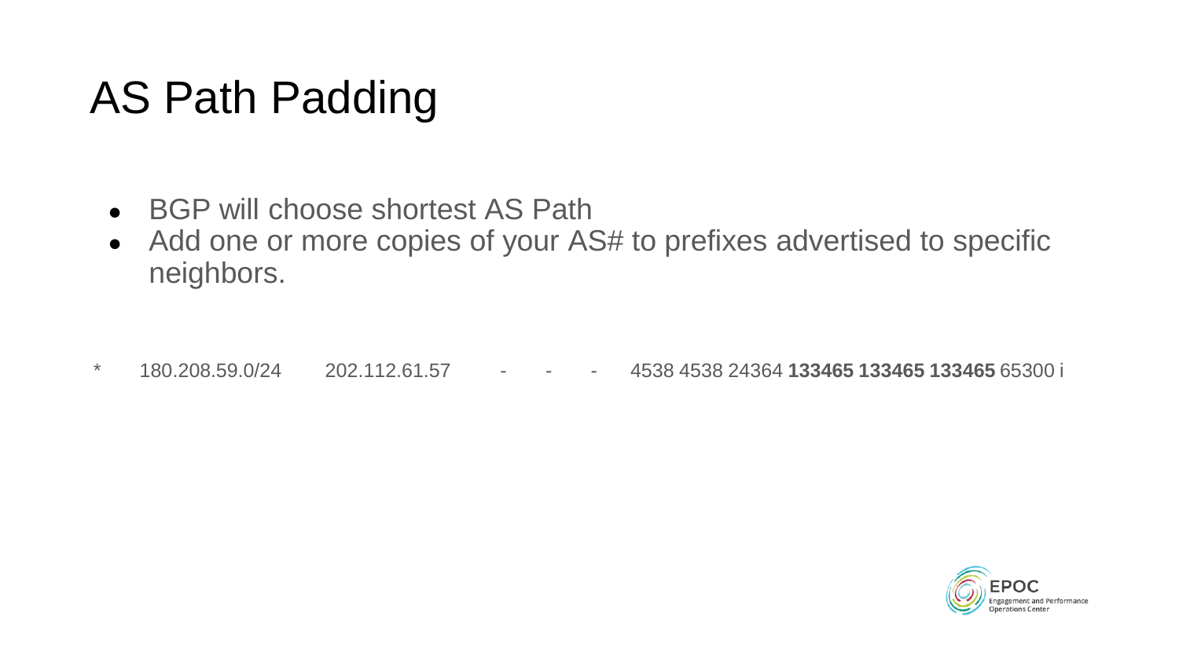# AS Path Padding

- BGP will choose shortest AS Path
- Add one or more copies of your AS# to prefixes advertised to specific neighbors.

```
*    180.208.59.0/24    202.112.61.57    -    -    -    4538 4538 24364 133465 133465 133465 65300 i
```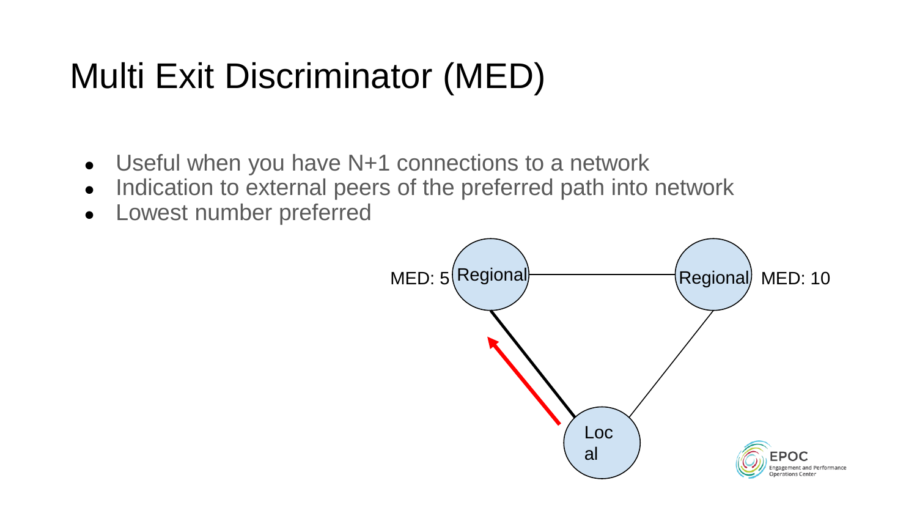# Multi Exit Discriminator (MED)

- Useful when you have N+1 connections to a network
- Indication to external peers of the preferred path into network
- Lowest number preferred

MED: 5 Regional

Regional MED: 10

Local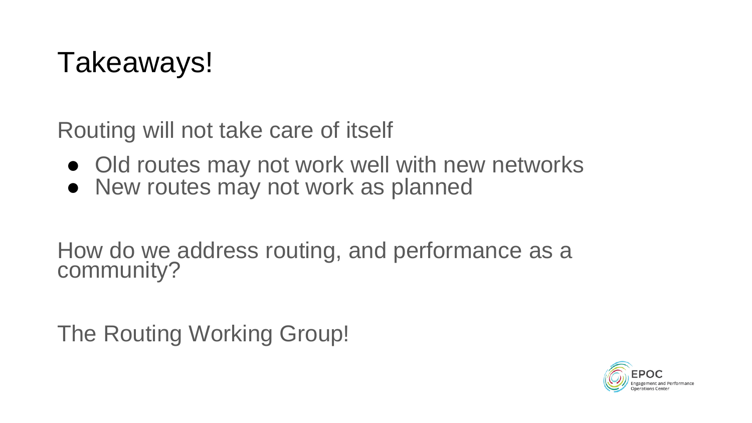# Takeaways!

Routing will not take care of itself

- Old routes may not work well with new networks
- New routes may not work as planned

How do we address routing, and performance as a community?

The Routing Working Group!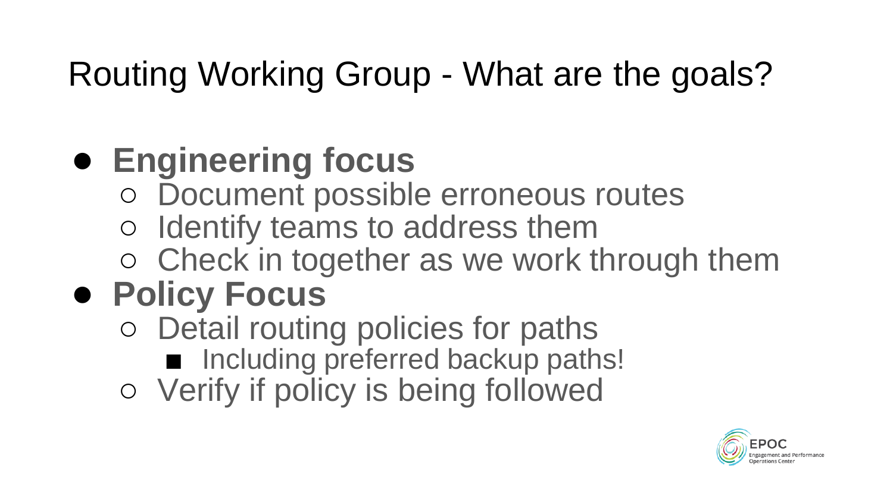# Routing Working Group - What are the goals?

- **Engineering focus**
  - Document possible erroneous routes
  - Identify teams to address them
  - Check in together as we work through them
- **Policy Focus**
  - Detail routing policies for paths
    - Including preferred backup paths!
  - Verify if policy is being followed

EPOC
Engagement and Performance Operations Center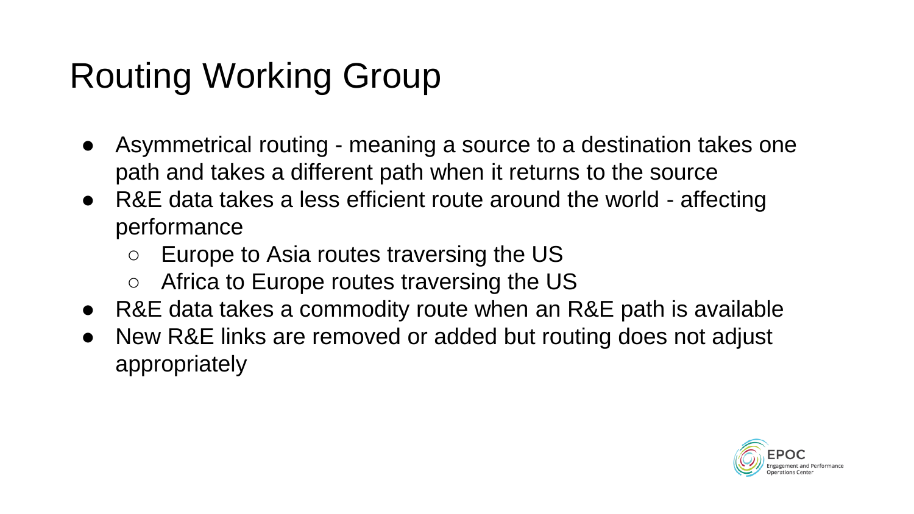# Routing Working Group

- Asymmetrical routing - meaning a source to a destination takes one path and takes a different path when it returns to the source
- R&E data takes a less efficient route around the world - affecting performance
  - Europe to Asia routes traversing the US
  - Africa to Europe routes traversing the US
- R&E data takes a commodity route when an R&E path is available
- New R&E links are removed or added but routing does not adjust appropriately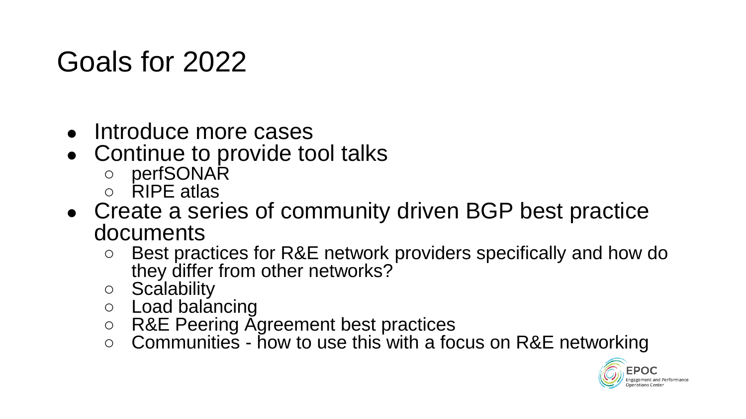# Goals for 2022

- Introduce more cases
- Continue to provide tool talks
  - perfSONAR
  - RIPE atlas
- Create a series of community driven BGP best practice documents
  - Best practices for R&E network providers specifically and how do they differ from other networks?
  - Scalability
  - Load balancing
  - R&E Peering Agreement best practices
  - Communities - how to use this with a focus on R&E networking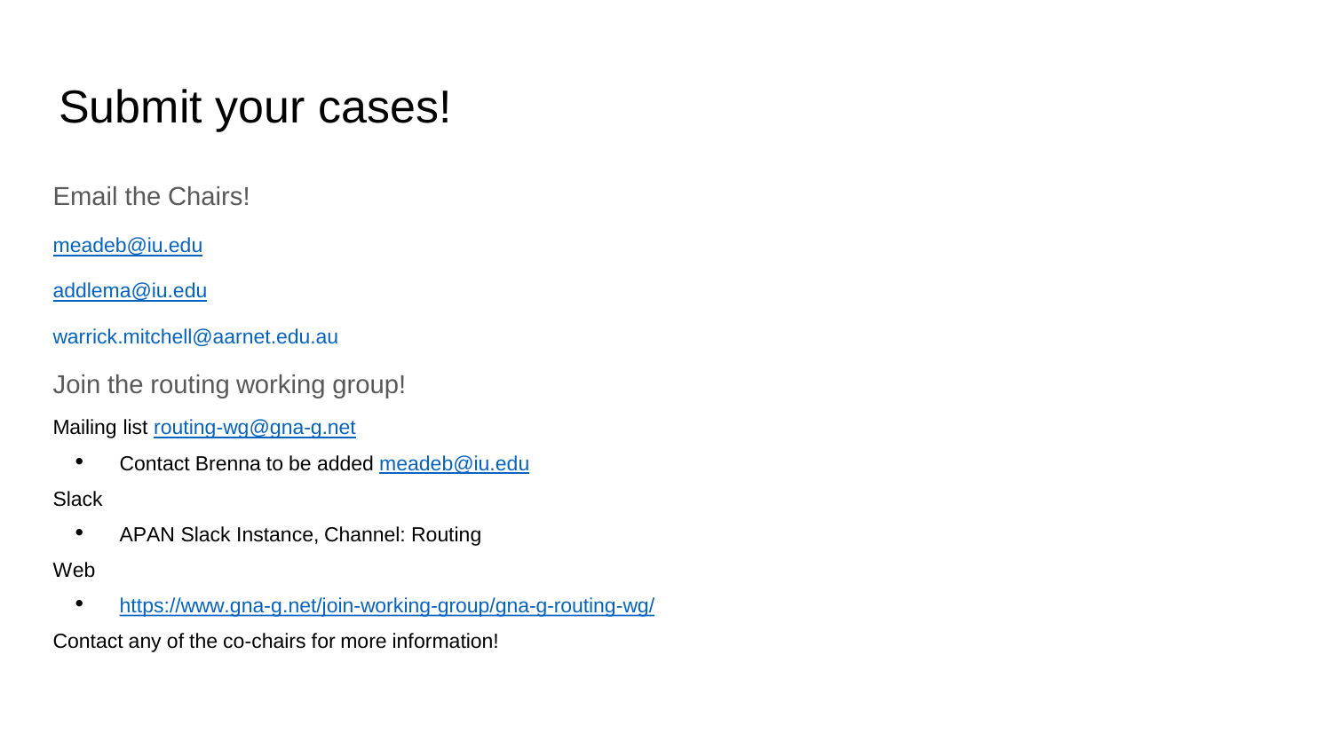# Submit your cases!

## Email the Chairs!

meadeb@iu.edu

addlema@iu.edu

warrick.mitchell@aarnet.edu.au

## Join the routing working group!

Mailing list routing-wg@gna-g.net

- Contact Brenna to be added meadeb@iu.edu

Slack

- APAN Slack Instance, Channel: Routing

Web

- https://www.gna-g.net/join-working-group/gna-g-routing-wg/

Contact any of the co-chairs for more information!